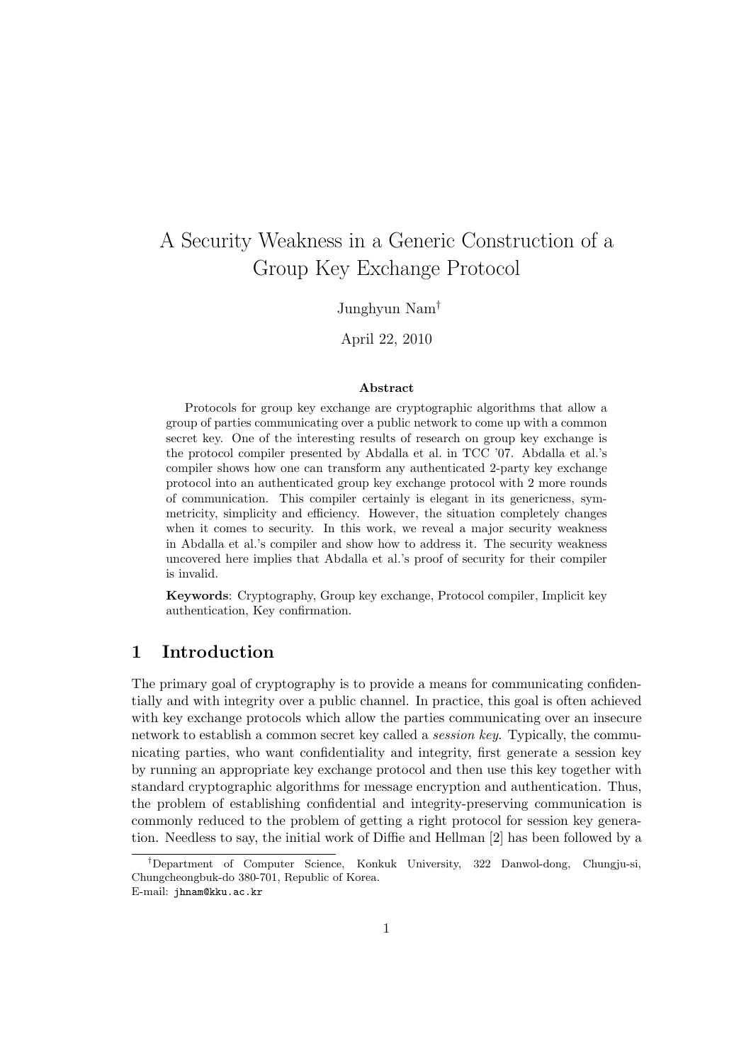# A Security Weakness in a Generic Construction of a Group Key Exchange Protocol

Junghyun Nam[†]

April 22, 2010

### Abstract

Protocols for group key exchange are cryptographic algorithms that allow a group of parties communicating over a public network to come up with a common secret key. One of the interesting results of research on group key exchange is the protocol compiler presented by Abdalla et al. in TCC '07. Abdalla et al.'s compiler shows how one can transform any authenticated 2-party key exchange protocol into an authenticated group key exchange protocol with 2 more rounds of communication. This compiler certainly is elegant in its genericness, symmetricity, simplicity and efficiency. However, the situation completely changes when it comes to security. In this work, we reveal a major security weakness in Abdalla et al.'s compiler and show how to address it. The security weakness uncovered here implies that Abdalla et al.'s proof of security for their compiler is invalid.

**Keywords**: Cryptography, Group key exchange, Protocol compiler, Implicit key authentication, Key confirmation.

## 1 Introduction

The primary goal of cryptography is to provide a means for communicating confidentially and with integrity over a public channel. In practice, this goal is often achieved with key exchange protocols which allow the parties communicating over an insecure network to establish a common secret key called a *session key*. Typically, the communicating parties, who want confidentiality and integrity, first generate a session key by running an appropriate key exchange protocol and then use this key together with standard cryptographic algorithms for message encryption and authentication. Thus, the problem of establishing confidential and integrity-preserving communication is commonly reduced to the problem of getting a right protocol for session key generation. Needless to say, the initial work of Diffie and Hellman [2] has been followed by a

[†]Department of Computer Science, Konkuk University, 322 Danwol-dong, Chungju-si, Chungcheongbuk-do 380-701, Republic of Korea.
E-mail: jhnam@kku.ac.kr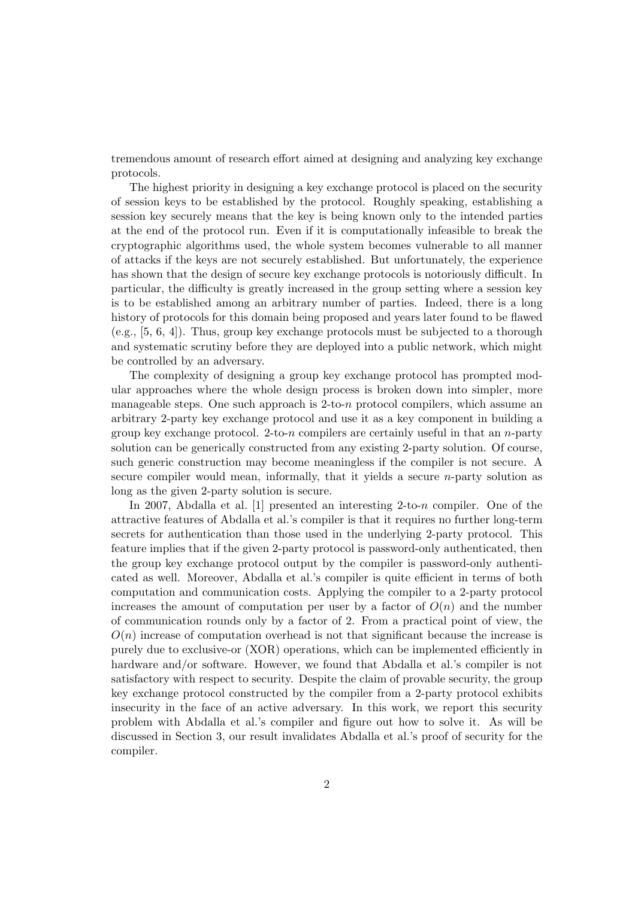tremendous amount of research effort aimed at designing and analyzing key exchange protocols.

The highest priority in designing a key exchange protocol is placed on the security of session keys to be established by the protocol. Roughly speaking, establishing a session key securely means that the key is being known only to the intended parties at the end of the protocol run. Even if it is computationally infeasible to break the cryptographic algorithms used, the whole system becomes vulnerable to all manner of attacks if the keys are not securely established. But unfortunately, the experience has shown that the design of secure key exchange protocols is notoriously difficult. In particular, the difficulty is greatly increased in the group setting where a session key is to be established among an arbitrary number of parties. Indeed, there is a long history of protocols for this domain being proposed and years later found to be flawed (e.g., [5, 6, 4]). Thus, group key exchange protocols must be subjected to a thorough and systematic scrutiny before they are deployed into a public network, which might be controlled by an adversary.

The complexity of designing a group key exchange protocol has prompted modular approaches where the whole design process is broken down into simpler, more manageable steps. One such approach is 2-to-$n$ protocol compilers, which assume an arbitrary 2-party key exchange protocol and use it as a key component in building a group key exchange protocol. 2-to-$n$ compilers are certainly useful in that an $n$-party solution can be generically constructed from any existing 2-party solution. Of course, such generic construction may become meaningless if the compiler is not secure. A secure compiler would mean, informally, that it yields a secure $n$-party solution as long as the given 2-party solution is secure.

In 2007, Abdalla et al. [1] presented an interesting 2-to-$n$ compiler. One of the attractive features of Abdalla et al.'s compiler is that it requires no further long-term secrets for authentication than those used in the underlying 2-party protocol. This feature implies that if the given 2-party protocol is password-only authenticated, then the group key exchange protocol output by the compiler is password-only authenticated as well. Moreover, Abdalla et al.'s compiler is quite efficient in terms of both computation and communication costs. Applying the compiler to a 2-party protocol increases the amount of computation per user by a factor of $O(n)$ and the number of communication rounds only by a factor of 2. From a practical point of view, the $O(n)$ increase of computation overhead is not that significant because the increase is purely due to exclusive-or (XOR) operations, which can be implemented efficiently in hardware and/or software. However, we found that Abdalla et al.'s compiler is not satisfactory with respect to security. Despite the claim of provable security, the group key exchange protocol constructed by the compiler from a 2-party protocol exhibits insecurity in the face of an active adversary. In this work, we report this security problem with Abdalla et al.'s compiler and figure out how to solve it. As will be discussed in Section 3, our result invalidates Abdalla et al.'s proof of security for the compiler.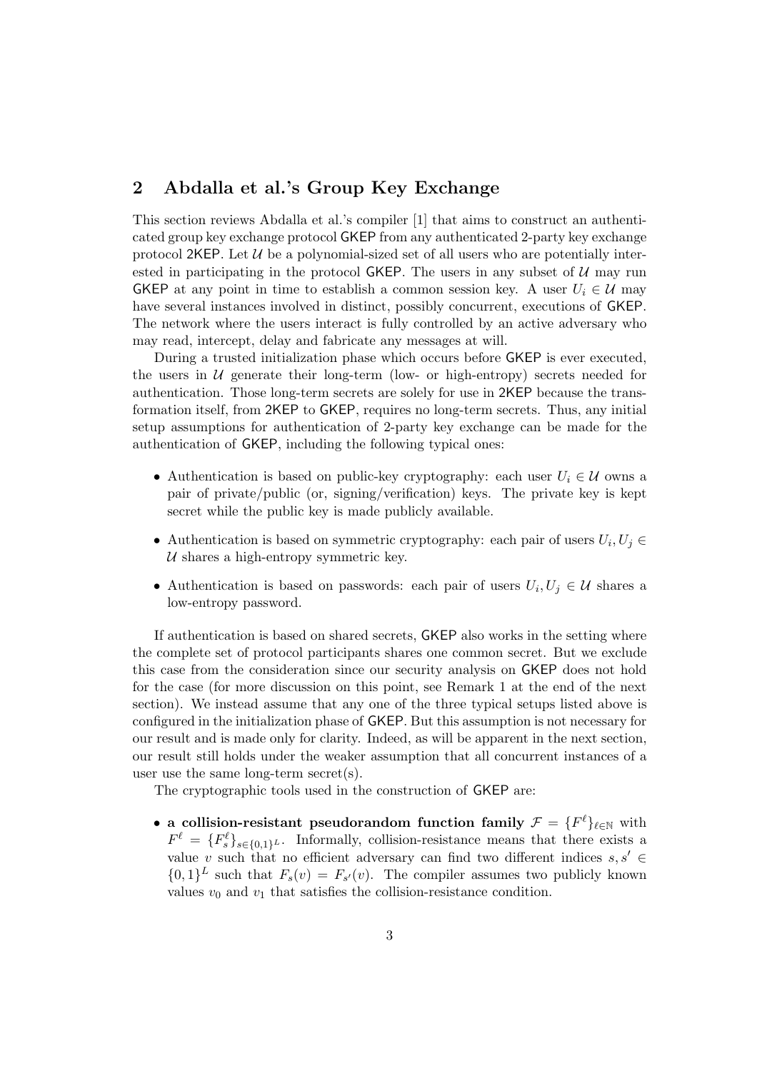## 2 Abdalla et al.'s Group Key Exchange

This section reviews Abdalla et al.'s compiler [1] that aims to construct an authenticated group key exchange protocol GKEP from any authenticated 2-party key exchange protocol 2KEP. Let $\mathcal{U}$ be a polynomial-sized set of all users who are potentially interested in participating in the protocol GKEP. The users in any subset of $\mathcal{U}$ may run GKEP at any point in time to establish a common session key. A user $U_i \in \mathcal{U}$ may have several instances involved in distinct, possibly concurrent, executions of GKEP. The network where the users interact is fully controlled by an active adversary who may read, intercept, delay and fabricate any messages at will.

During a trusted initialization phase which occurs before GKEP is ever executed, the users in $\mathcal{U}$ generate their long-term (low- or high-entropy) secrets needed for authentication. Those long-term secrets are solely for use in 2KEP because the transformation itself, from 2KEP to GKEP, requires no long-term secrets. Thus, any initial setup assumptions for authentication of 2-party key exchange can be made for the authentication of GKEP, including the following typical ones:

- Authentication is based on public-key cryptography: each user $U_i \in \mathcal{U}$ owns a pair of private/public (or, signing/verification) keys. The private key is kept secret while the public key is made publicly available.
- Authentication is based on symmetric cryptography: each pair of users $U_i, U_j \in \mathcal{U}$ shares a high-entropy symmetric key.
- Authentication is based on passwords: each pair of users $U_i, U_j \in \mathcal{U}$ shares a low-entropy password.

If authentication is based on shared secrets, GKEP also works in the setting where the complete set of protocol participants shares one common secret. But we exclude this case from the consideration since our security analysis on GKEP does not hold for the case (for more discussion on this point, see Remark 1 at the end of the next section). We instead assume that any one of the three typical setups listed above is configured in the initialization phase of GKEP. But this assumption is not necessary for our result and is made only for clarity. Indeed, as will be apparent in the next section, our result still holds under the weaker assumption that all concurrent instances of a user use the same long-term secret(s).

The cryptographic tools used in the construction of GKEP are:

- **a collision-resistant pseudorandom function family** $\mathcal{F} = \{F^\ell\}_{\ell \in \mathbb{N}}$ with $F^\ell = \{F^\ell_s\}_{s \in \{0,1\}^L}$. Informally, collision-resistance means that there exists a value $v$ such that no efficient adversary can find two different indices $s, s' \in \{0,1\}^L$ such that $F_s(v) = F_{s'}(v)$. The compiler assumes two publicly known values $v_0$ and $v_1$ that satisfies the collision-resistance condition.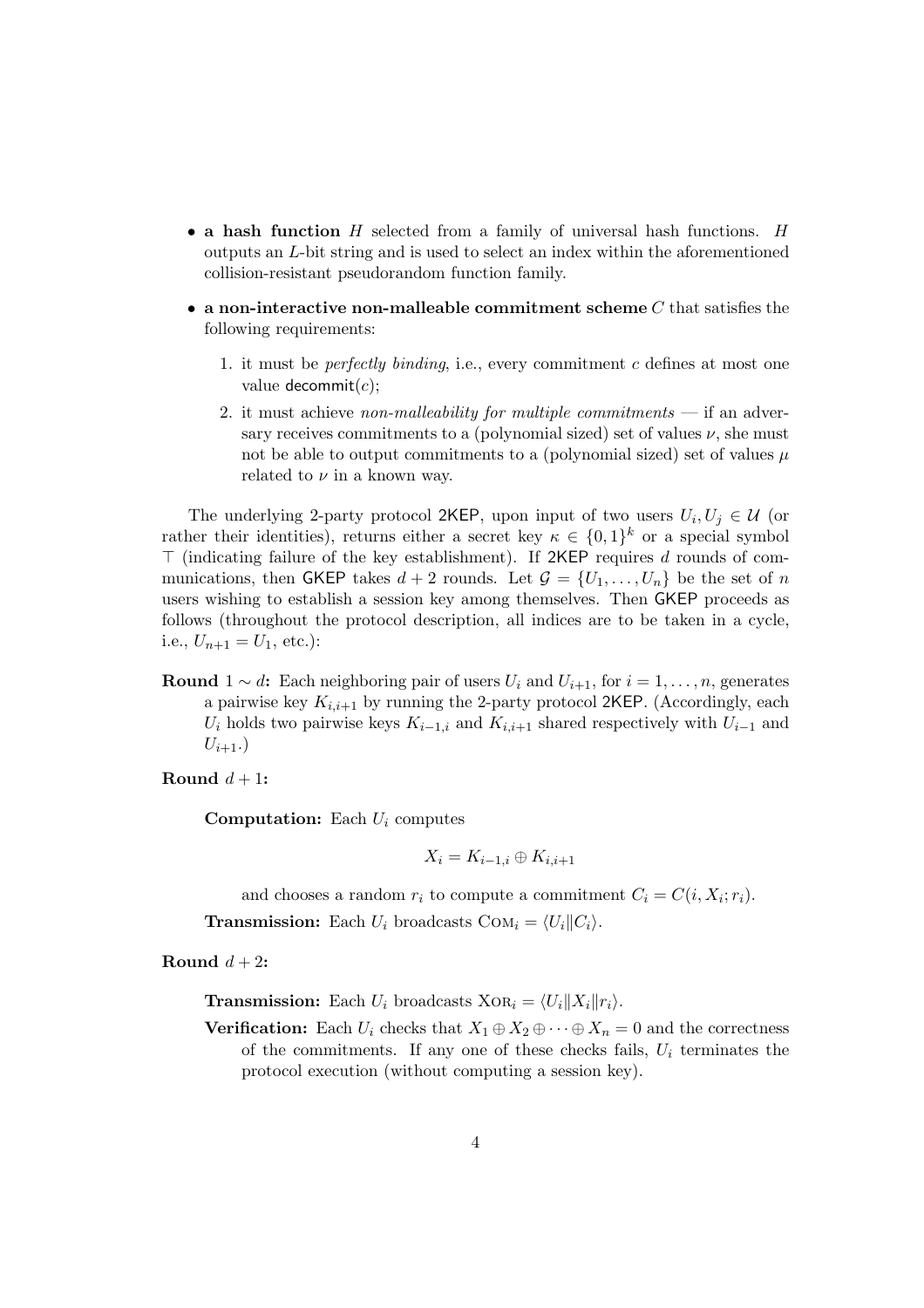- **a hash function** $H$ selected from a family of universal hash functions. $H$ outputs an $L$-bit string and is used to select an index within the aforementioned collision-resistant pseudorandom function family.
- **a non-interactive non-malleable commitment scheme** $C$ that satisfies the following requirements:
  1. it must be *perfectly binding*, i.e., every commitment $c$ defines at most one value $\mathsf{decommit}(c)$;
  2. it must achieve *non-malleability for multiple commitments* — if an adversary receives commitments to a (polynomial sized) set of values $\nu$, she must not be able to output commitments to a (polynomial sized) set of values $\mu$ related to $\nu$ in a known way.

The underlying 2-party protocol $\mathsf{2KEP}$, upon input of two users $U_i, U_j \in \mathcal{U}$ (or rather their identities), returns either a secret key $\kappa \in \{0,1\}^k$ or a special symbol $\top$ (indicating failure of the key establishment). If $\mathsf{2KEP}$ requires $d$ rounds of communications, then $\mathsf{GKEP}$ takes $d+2$ rounds. Let $\mathcal{G} = \{U_1, \ldots, U_n\}$ be the set of $n$ users wishing to establish a session key among themselves. Then $\mathsf{GKEP}$ proceeds as follows (throughout the protocol description, all indices are to be taken in a cycle, i.e., $U_{n+1} = U_1$, etc.):

**Round $1 \sim d$:** Each neighboring pair of users $U_i$ and $U_{i+1}$, for $i = 1, \ldots, n$, generates a pairwise key $K_{i,i+1}$ by running the 2-party protocol $\mathsf{2KEP}$. (Accordingly, each $U_i$ holds two pairwise keys $K_{i-1,i}$ and $K_{i,i+1}$ shared respectively with $U_{i-1}$ and $U_{i+1}$.)

**Round $d+1$:**

**Computation:** Each $U_i$ computes

$$X_i = K_{i-1,i} \oplus K_{i,i+1}$$

and chooses a random $r_i$ to compute a commitment $C_i = C(i, X_i; r_i)$.

**Transmission:** Each $U_i$ broadcasts $\textsc{Com}_i = \langle U_i \| C_i \rangle$.

**Round $d+2$:**

**Transmission:** Each $U_i$ broadcasts $\textsc{Xor}_i = \langle U_i \| X_i \| r_i \rangle$.

**Verification:** Each $U_i$ checks that $X_1 \oplus X_2 \oplus \cdots \oplus X_n = 0$ and the correctness of the commitments. If any one of these checks fails, $U_i$ terminates the protocol execution (without computing a session key).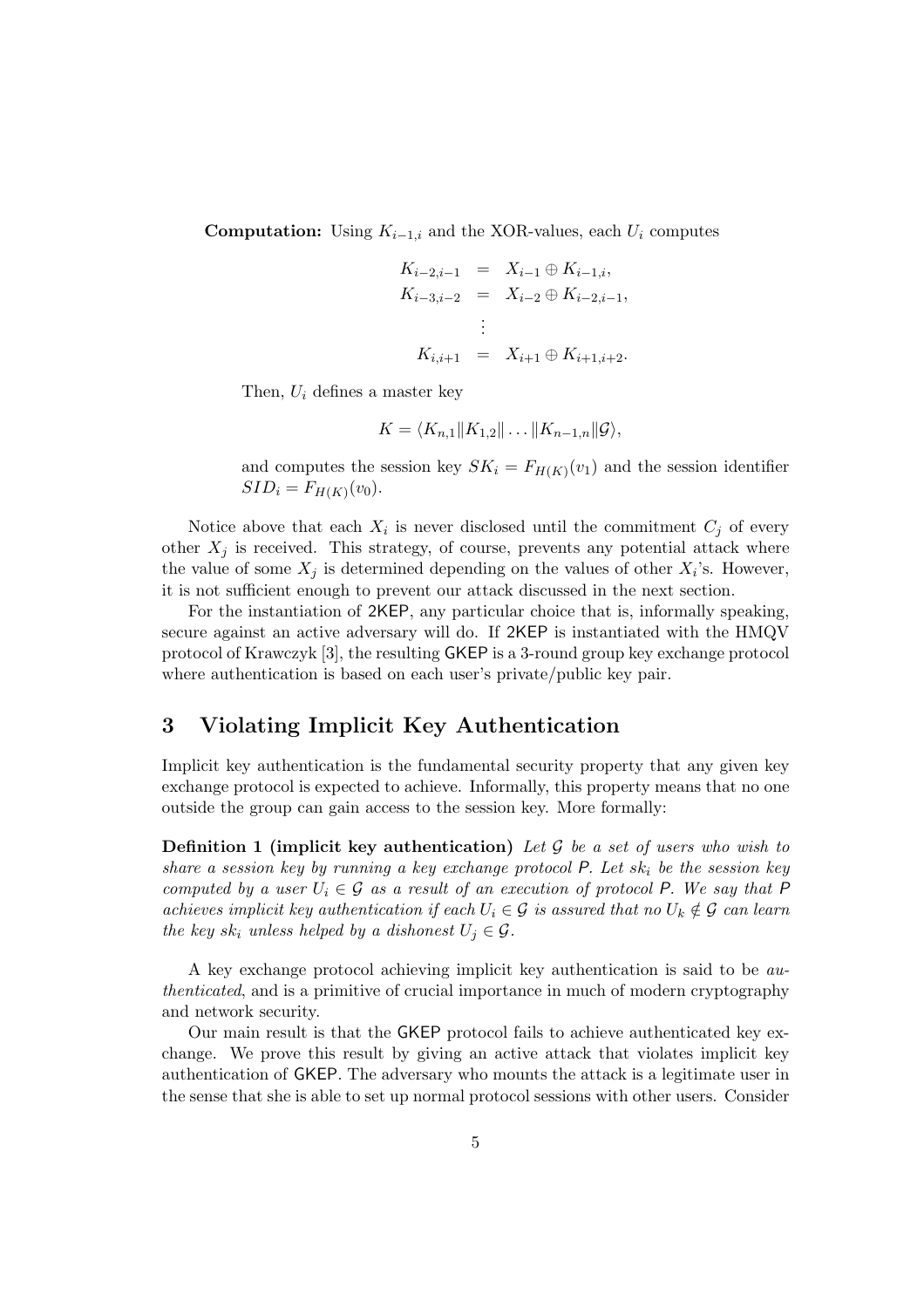**Computation:** Using $K_{i-1,i}$ and the XOR-values, each $U_i$ computes

$$
\begin{aligned}
K_{i-2,i-1} &= X_{i-1} \oplus K_{i-1,i}, \\
K_{i-3,i-2} &= X_{i-2} \oplus K_{i-2,i-1}, \\
&\vdots \\
K_{i,i+1} &= X_{i+1} \oplus K_{i+1,i+2}.
\end{aligned}
$$

Then, $U_i$ defines a master key

$$K = \langle K_{n,1} \| K_{1,2} \| \dots \| K_{n-1,n} \| \mathcal{G} \rangle,$$

and computes the session key $SK_i = F_{H(K)}(v_1)$ and the session identifier $SID_i = F_{H(K)}(v_0)$.

Notice above that each $X_i$ is never disclosed until the commitment $C_j$ of every other $X_j$ is received. This strategy, of course, prevents any potential attack where the value of some $X_j$ is determined depending on the values of other $X_i$'s. However, it is not sufficient enough to prevent our attack discussed in the next section.

For the instantiation of 2KEP, any particular choice that is, informally speaking, secure against an active adversary will do. If 2KEP is instantiated with the HMQV protocol of Krawczyk [3], the resulting GKEP is a 3-round group key exchange protocol where authentication is based on each user's private/public key pair.

## 3 Violating Implicit Key Authentication

Implicit key authentication is the fundamental security property that any given key exchange protocol is expected to achieve. Informally, this property means that no one outside the group can gain access to the session key. More formally:

**Definition 1 (implicit key authentication)** *Let $\mathcal{G}$ be a set of users who wish to share a session key by running a key exchange protocol P. Let $sk_i$ be the session key computed by a user $U_i \in \mathcal{G}$ as a result of an execution of protocol P. We say that P achieves implicit key authentication if each $U_i \in \mathcal{G}$ is assured that no $U_k \notin \mathcal{G}$ can learn the key $sk_i$ unless helped by a dishonest $U_j \in \mathcal{G}$.*

A key exchange protocol achieving implicit key authentication is said to be *authenticated*, and is a primitive of crucial importance in much of modern cryptography and network security.

Our main result is that the GKEP protocol fails to achieve authenticated key exchange. We prove this result by giving an active attack that violates implicit key authentication of GKEP. The adversary who mounts the attack is a legitimate user in the sense that she is able to set up normal protocol sessions with other users. Consider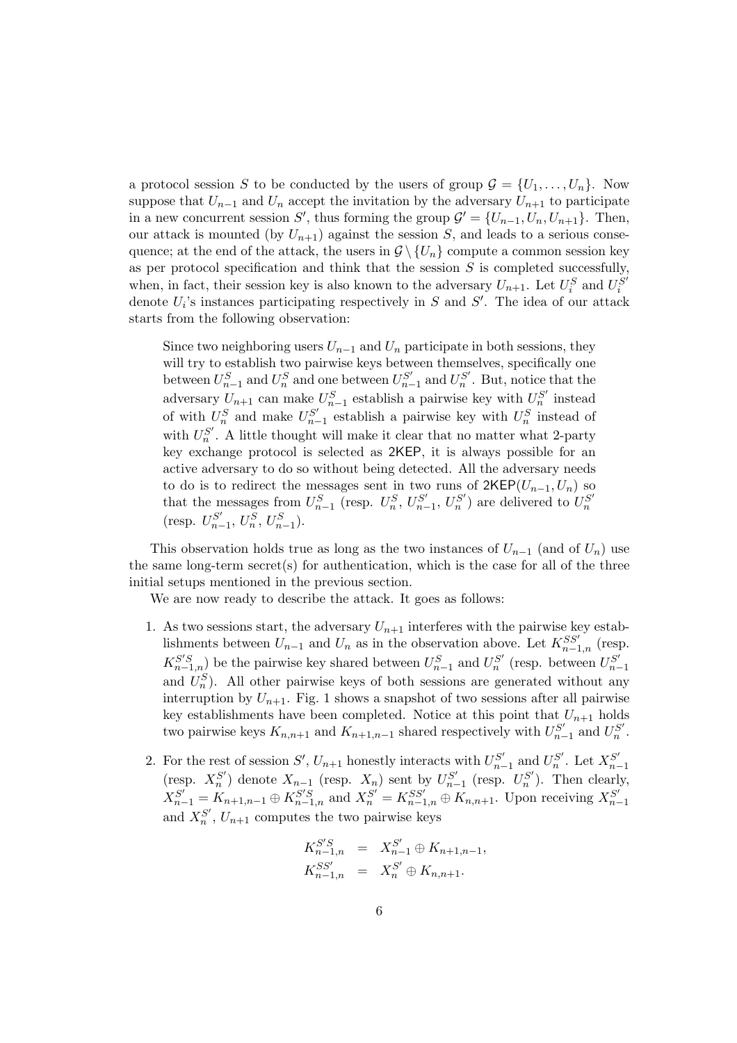a protocol session $S$ to be conducted by the users of group $\mathcal{G} = \{U_1, \dots, U_n\}$. Now suppose that $U_{n-1}$ and $U_n$ accept the invitation by the adversary $U_{n+1}$ to participate in a new concurrent session $S'$, thus forming the group $\mathcal{G}' = \{U_{n-1}, U_n, U_{n+1}\}$. Then, our attack is mounted (by $U_{n+1}$) against the session $S$, and leads to a serious consequence; at the end of the attack, the users in $\mathcal{G} \setminus \{U_n\}$ compute a common session key as per protocol specification and think that the session $S$ is completed successfully, when, in fact, their session key is also known to the adversary $U_{n+1}$. Let $U_i^S$ and $U_i^{S'}$ denote $U_i$'s instances participating respectively in $S$ and $S'$. The idea of our attack starts from the following observation:

> Since two neighboring users $U_{n-1}$ and $U_n$ participate in both sessions, they will try to establish two pairwise keys between themselves, specifically one between $U_{n-1}^S$ and $U_n^S$ and one between $U_{n-1}^{S'}$ and $U_n^{S'}$. But, notice that the adversary $U_{n+1}$ can make $U_{n-1}^S$ establish a pairwise key with $U_n^{S'}$ instead of with $U_n^S$ and make $U_{n-1}^{S'}$ establish a pairwise key with $U_n^S$ instead of with $U_n^{S'}$. A little thought will make it clear that no matter what 2-party key exchange protocol is selected as 2KEP, it is always possible for an active adversary to do so without being detected. All the adversary needs to do is to redirect the messages sent in two runs of $\mathsf{2KEP}(U_{n-1}, U_n)$ so that the messages from $U_{n-1}^S$ (resp. $U_n^S$, $U_{n-1}^{S'}$, $U_n^{S'}$) are delivered to $U_n^{S'}$ (resp. $U_{n-1}^{S'}$, $U_n^S$, $U_{n-1}^S$).

This observation holds true as long as the two instances of $U_{n-1}$ (and of $U_n$) use the same long-term secret(s) for authentication, which is the case for all of the three initial setups mentioned in the previous section.

We are now ready to describe the attack. It goes as follows:

1. As two sessions start, the adversary $U_{n+1}$ interferes with the pairwise key establishments between $U_{n-1}$ and $U_n$ as in the observation above. Let $K_{n-1,n}^{SS'}$ (resp. $K_{n-1,n}^{S'S}$) be the pairwise key shared between $U_{n-1}^S$ and $U_n^{S'}$ (resp. between $U_{n-1}^{S'}$ and $U_n^S$). All other pairwise keys of both sessions are generated without any interruption by $U_{n+1}$. Fig. 1 shows a snapshot of two sessions after all pairwise key establishments have been completed. Notice at this point that $U_{n+1}$ holds two pairwise keys $K_{n,n+1}$ and $K_{n+1,n-1}$ shared respectively with $U_{n-1}^{S'}$ and $U_n^{S'}$.

2. For the rest of session $S'$, $U_{n+1}$ honestly interacts with $U_{n-1}^{S'}$ and $U_n^{S'}$. Let $X_{n-1}^{S'}$ (resp. $X_n^{S'}$) denote $X_{n-1}$ (resp. $X_n$) sent by $U_{n-1}^{S'}$ (resp. $U_n^{S'}$). Then clearly, $X_{n-1}^{S'} = K_{n+1,n-1} \oplus K_{n-1,n}^{S'S}$ and $X_n^{S'} = K_{n-1,n}^{SS'} \oplus K_{n,n+1}$. Upon receiving $X_{n-1}^{S'}$ and $X_n^{S'}$, $U_{n+1}$ computes the two pairwise keys

$$
\begin{aligned}
K_{n-1,n}^{S'S} &= X_{n-1}^{S'} \oplus K_{n+1,n-1}, \\
K_{n-1,n}^{SS'} &= X_n^{S'} \oplus K_{n,n+1}.
\end{aligned}
$$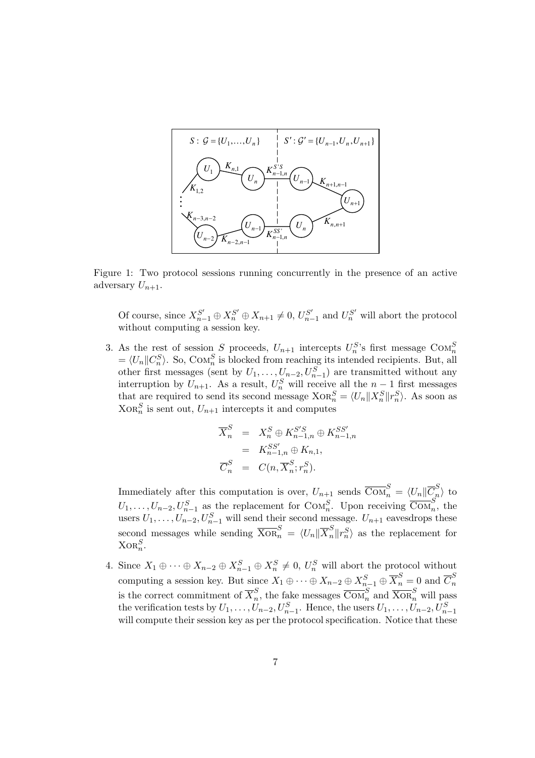Figure 1: Two protocol sessions running concurrently in the presence of an active adversary $U_{n+1}$.

Of course, since $X_{n-1}^{S'} \oplus X_n^{S'} \oplus X_{n+1} \neq 0$, $U_{n-1}^{S'}$ and $U_n^{S'}$ will abort the protocol without computing a session key.

3. As the rest of session $S$ proceeds, $U_{n+1}$ intercepts $U_n^S$'s first message $\textsc{Com}_n^S = \langle U_n \| C_n^S \rangle$. So, $\textsc{Com}_n^S$ is blocked from reaching its intended recipients. But, all other first messages (sent by $U_1, \ldots, U_{n-2}, U_{n-1}^S$) are transmitted without any interruption by $U_{n+1}$. As a result, $U_n^S$ will receive all the $n-1$ first messages that are required to send its second message $\textsc{Xor}_n^S = \langle U_n \| X_n^S \| r_n^S \rangle$. As soon as $\textsc{Xor}_n^S$ is sent out, $U_{n+1}$ intercepts it and computes

$$
\begin{aligned}
\overline{X}_n^S &= X_n^S \oplus K_{n-1,n}^{S'S} \oplus K_{n-1,n}^{SS'} \\
&= K_{n-1,n}^{SS'} \oplus K_{n,1}, \\
\overline{C}_n^S &= C(n, \overline{X}_n^S; r_n^S).
\end{aligned}
$$

Immediately after this computation is over, $U_{n+1}$ sends $\overline{\textsc{Com}}_n^S = \langle U_n \| \overline{C}_n^S \rangle$ to $U_1, \ldots, U_{n-2}, U_{n-1}^S$ as the replacement for $\textsc{Com}_n^S$. Upon receiving $\overline{\textsc{Com}}_n^S$, the users $U_1, \ldots, U_{n-2}, U_{n-1}^S$ will send their second message. $U_{n+1}$ eavesdrops these second messages while sending $\overline{\textsc{Xor}}_n^S = \langle U_n \| \overline{X}_n^S \| r_n^S \rangle$ as the replacement for $\textsc{Xor}_n^S$.

4. Since $X_1 \oplus \cdots \oplus X_{n-2} \oplus X_{n-1}^S \oplus X_n^S \neq 0$, $U_n^S$ will abort the protocol without computing a session key. But since $X_1 \oplus \cdots \oplus X_{n-2} \oplus X_{n-1}^S \oplus \overline{X}_n^S = 0$ and $\overline{C}_n^S$ is the correct commitment of $\overline{X}_n^S$, the fake messages $\overline{\textsc{Com}}_n^S$ and $\overline{\textsc{Xor}}_n^S$ will pass the verification tests by $U_1, \ldots, U_{n-2}, U_{n-1}^S$. Hence, the users $U_1, \ldots, U_{n-2}, U_{n-1}^S$ will compute their session key as per the protocol specification. Notice that these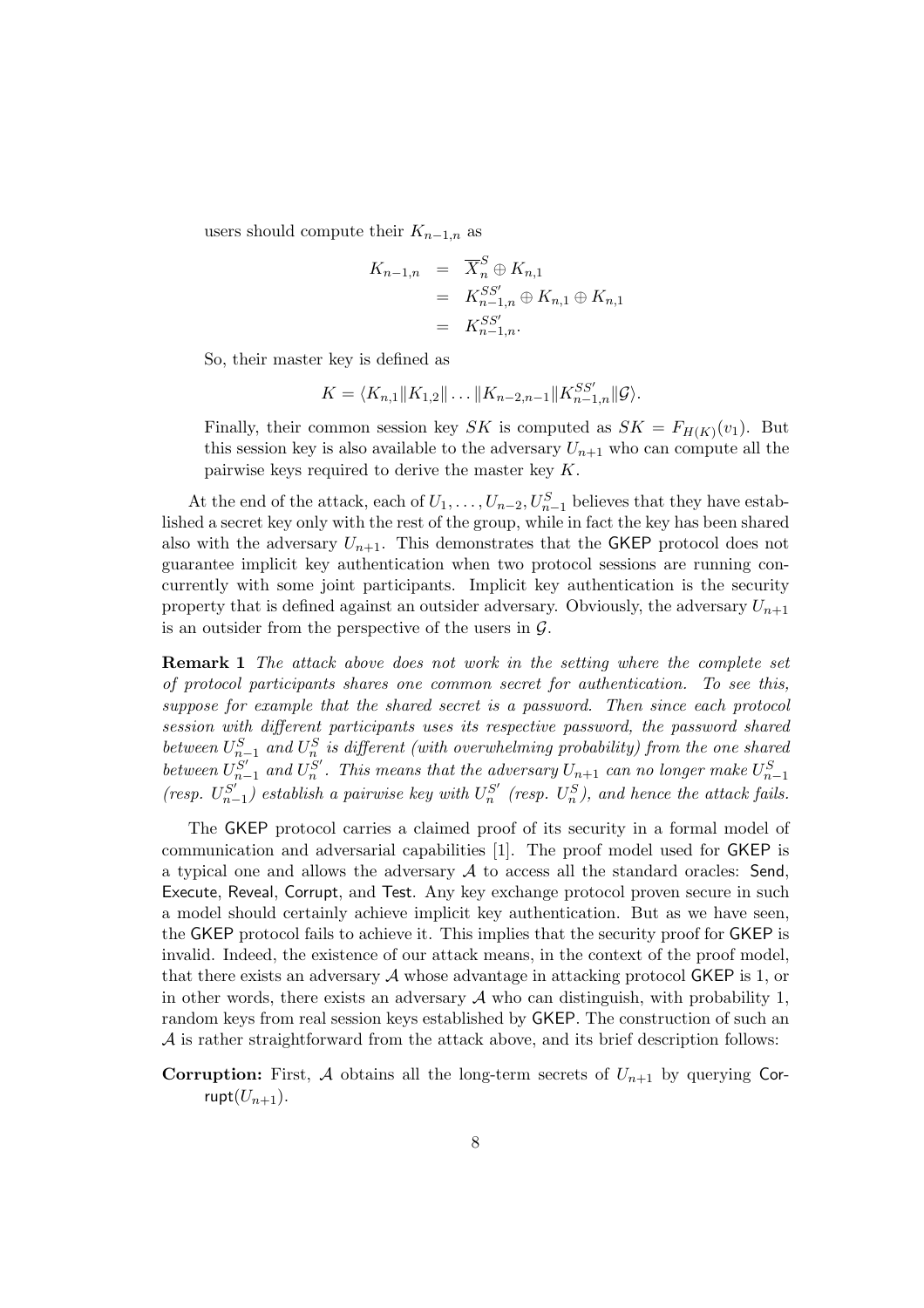users should compute their $K_{n-1,n}$ as

$$\begin{aligned} K_{n-1,n} &= \overline{X}_n^S \oplus K_{n,1} \\ &= K_{n-1,n}^{SS'} \oplus K_{n,1} \oplus K_{n,1} \\ &= K_{n-1,n}^{SS'}. \end{aligned}$$

So, their master key is defined as

$$K = \langle K_{n,1} \| K_{1,2} \| \ldots \| K_{n-2,n-1} \| K_{n-1,n}^{SS'} \| \mathcal{G} \rangle.$$

Finally, their common session key $SK$ is computed as $SK = F_{H(K)}(v_1)$. But this session key is also available to the adversary $U_{n+1}$ who can compute all the pairwise keys required to derive the master key $K$.

At the end of the attack, each of $U_1, \ldots, U_{n-2}, U_{n-1}^S$ believes that they have established a secret key only with the rest of the group, while in fact the key has been shared also with the adversary $U_{n+1}$. This demonstrates that the GKEP protocol does not guarantee implicit key authentication when two protocol sessions are running concurrently with some joint participants. Implicit key authentication is the security property that is defined against an outsider adversary. Obviously, the adversary $U_{n+1}$ is an outsider from the perspective of the users in $\mathcal{G}$.

**Remark 1** *The attack above does not work in the setting where the complete set of protocol participants shares one common secret for authentication. To see this, suppose for example that the shared secret is a password. Then since each protocol session with different participants uses its respective password, the password shared between $U_{n-1}^S$ and $U_n^S$ is different (with overwhelming probability) from the one shared between $U_{n-1}^{S'}$ and $U_n^{S'}$. This means that the adversary $U_{n+1}$ can no longer make $U_{n-1}^S$ (resp. $U_{n-1}^{S'}$) establish a pairwise key with $U_n^{S'}$ (resp. $U_n^S$), and hence the attack fails.*

The GKEP protocol carries a claimed proof of its security in a formal model of communication and adversarial capabilities [1]. The proof model used for GKEP is a typical one and allows the adversary $\mathcal{A}$ to access all the standard oracles: Send, Execute, Reveal, Corrupt, and Test. Any key exchange protocol proven secure in such a model should certainly achieve implicit key authentication. But as we have seen, the GKEP protocol fails to achieve it. This implies that the security proof for GKEP is invalid. Indeed, the existence of our attack means, in the context of the proof model, that there exists an adversary $\mathcal{A}$ whose advantage in attacking protocol GKEP is 1, or in other words, there exists an adversary $\mathcal{A}$ who can distinguish, with probability 1, random keys from real session keys established by GKEP. The construction of such an $\mathcal{A}$ is rather straightforward from the attack above, and its brief description follows:

**Corruption:** First, $\mathcal{A}$ obtains all the long-term secrets of $U_{n+1}$ by querying Corrupt($U_{n+1}$).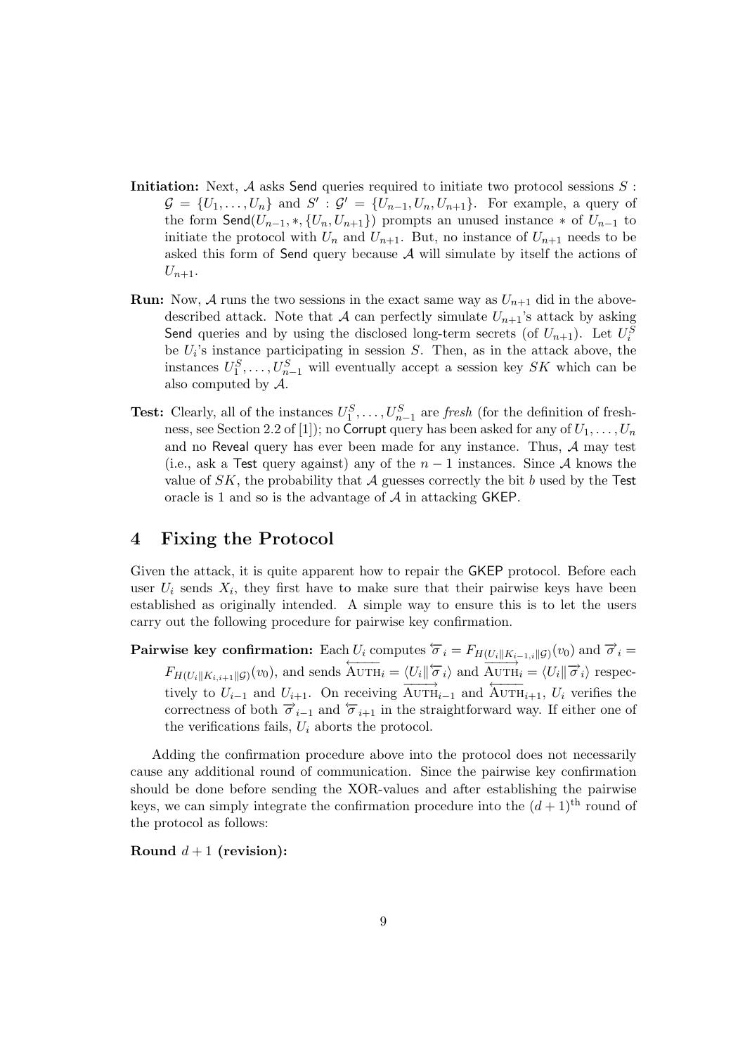**Initiation:** Next, $\mathcal{A}$ asks Send queries required to initiate two protocol sessions $S$ : $\mathcal{G} = \{U_1, \ldots, U_n\}$ and $S' : \mathcal{G}' = \{U_{n-1}, U_n, U_{n+1}\}$. For example, a query of the form $\mathsf{Send}(U_{n-1}, *, \{U_n, U_{n+1}\})$ prompts an unused instance $*$ of $U_{n-1}$ to initiate the protocol with $U_n$ and $U_{n+1}$. But, no instance of $U_{n+1}$ needs to be asked this form of Send query because $\mathcal{A}$ will simulate by itself the actions of $U_{n+1}$.

**Run:** Now, $\mathcal{A}$ runs the two sessions in the exact same way as $U_{n+1}$ did in the above-described attack. Note that $\mathcal{A}$ can perfectly simulate $U_{n+1}$'s attack by asking Send queries and by using the disclosed long-term secrets (of $U_{n+1}$). Let $U_i^S$ be $U_i$'s instance participating in session $S$. Then, as in the attack above, the instances $U_1^S, \ldots, U_{n-1}^S$ will eventually accept a session key $SK$ which can be also computed by $\mathcal{A}$.

**Test:** Clearly, all of the instances $U_1^S, \ldots, U_{n-1}^S$ are *fresh* (for the definition of freshness, see Section 2.2 of [1]); no Corrupt query has been asked for any of $U_1, \ldots, U_n$ and no Reveal query has ever been made for any instance. Thus, $\mathcal{A}$ may test (i.e., ask a Test query against) any of the $n-1$ instances. Since $\mathcal{A}$ knows the value of $SK$, the probability that $\mathcal{A}$ guesses correctly the bit $b$ used by the Test oracle is 1 and so is the advantage of $\mathcal{A}$ in attacking GKEP.

## 4 Fixing the Protocol

Given the attack, it is quite apparent how to repair the GKEP protocol. Before each user $U_i$ sends $X_i$, they first have to make sure that their pairwise keys have been established as originally intended. A simple way to ensure this is to let the users carry out the following procedure for pairwise key confirmation.

**Pairwise key confirmation:** Each $U_i$ computes $\overleftarrow{\sigma}_i = F_{H(U_i \| K_{i-1,i} \| \mathcal{G})}(v_0)$ and $\overrightarrow{\sigma}_i = F_{H(U_i \| K_{i,i+1} \| \mathcal{G})}(v_0)$, and sends $\overleftarrow{\mathrm{AUTH}}_i = \langle U_i \| \overleftarrow{\sigma}_i \rangle$ and $\overrightarrow{\mathrm{AUTH}}_i = \langle U_i \| \overrightarrow{\sigma}_i \rangle$ respectively to $U_{i-1}$ and $U_{i+1}$. On receiving $\overrightarrow{\mathrm{AUTH}}_{i-1}$ and $\overleftarrow{\mathrm{AUTH}}_{i+1}$, $U_i$ verifies the correctness of both $\overrightarrow{\sigma}_{i-1}$ and $\overleftarrow{\sigma}_{i+1}$ in the straightforward way. If either one of the verifications fails, $U_i$ aborts the protocol.

Adding the confirmation procedure above into the protocol does not necessarily cause any additional round of communication. Since the pairwise key confirmation should be done before sending the XOR-values and after establishing the pairwise keys, we can simply integrate the confirmation procedure into the $(d+1)^{\text{th}}$ round of the protocol as follows:

**Round $d+1$ (revision):**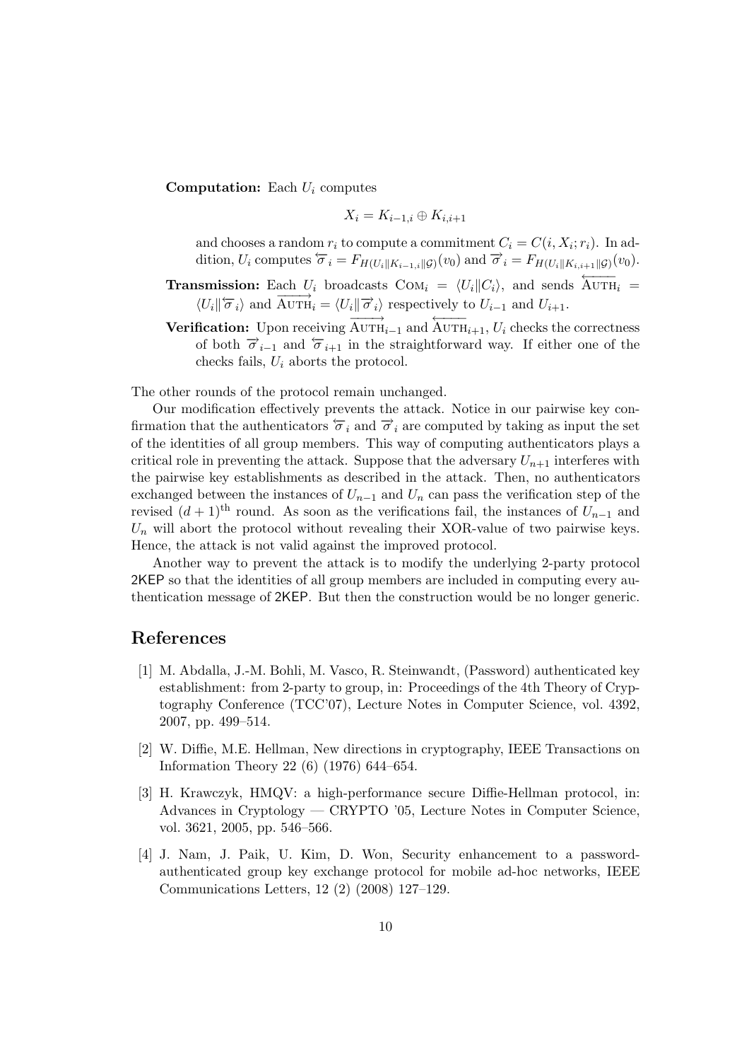**Computation:** Each $U_i$ computes

$$X_i = K_{i-1,i} \oplus K_{i,i+1}$$

and chooses a random $r_i$ to compute a commitment $C_i = C(i, X_i; r_i)$. In addition, $U_i$ computes $\overleftarrow{\sigma}_i = F_{H(U_i \| K_{i-1,i} \| \mathcal{G})}(v_0)$ and $\overrightarrow{\sigma}_i = F_{H(U_i \| K_{i,i+1} \| \mathcal{G})}(v_0)$.

**Transmission:** Each $U_i$ broadcasts $\text{COM}_i = \langle U_i \| C_i \rangle$, and sends $\overleftarrow{\text{AUTH}}_i = \langle U_i \| \overleftarrow{\sigma}_i \rangle$ and $\overrightarrow{\text{AUTH}}_i = \langle U_i \| \overrightarrow{\sigma}_i \rangle$ respectively to $U_{i-1}$ and $U_{i+1}$.

**Verification:** Upon receiving $\overrightarrow{\text{AUTH}}_{i-1}$ and $\overleftarrow{\text{AUTH}}_{i+1}$, $U_i$ checks the correctness of both $\overrightarrow{\sigma}_{i-1}$ and $\overleftarrow{\sigma}_{i+1}$ in the straightforward way. If either one of the checks fails, $U_i$ aborts the protocol.

The other rounds of the protocol remain unchanged.

Our modification effectively prevents the attack. Notice in our pairwise key confirmation that the authenticators $\overleftarrow{\sigma}_i$ and $\overrightarrow{\sigma}_i$ are computed by taking as input the set of the identities of all group members. This way of computing authenticators plays a critical role in preventing the attack. Suppose that the adversary $U_{n+1}$ interferes with the pairwise key establishments as described in the attack. Then, no authenticators exchanged between the instances of $U_{n-1}$ and $U_n$ can pass the verification step of the revised $(d+1)^{\text{th}}$ round. As soon as the verifications fail, the instances of $U_{n-1}$ and $U_n$ will abort the protocol without revealing their XOR-value of two pairwise keys. Hence, the attack is not valid against the improved protocol.

Another way to prevent the attack is to modify the underlying 2-party protocol 2KEP so that the identities of all group members are included in computing every authentication message of 2KEP. But then the construction would be no longer generic.

## References

[1] M. Abdalla, J.-M. Bohli, M. Vasco, R. Steinwandt, (Password) authenticated key establishment: from 2-party to group, in: Proceedings of the 4th Theory of Cryptography Conference (TCC'07), Lecture Notes in Computer Science, vol. 4392, 2007, pp. 499–514.

[2] W. Diffie, M.E. Hellman, New directions in cryptography, IEEE Transactions on Information Theory 22 (6) (1976) 644–654.

[3] H. Krawczyk, HMQV: a high-performance secure Diffie-Hellman protocol, in: Advances in Cryptology — CRYPTO '05, Lecture Notes in Computer Science, vol. 3621, 2005, pp. 546–566.

[4] J. Nam, J. Paik, U. Kim, D. Won, Security enhancement to a password-authenticated group key exchange protocol for mobile ad-hoc networks, IEEE Communications Letters, 12 (2) (2008) 127–129.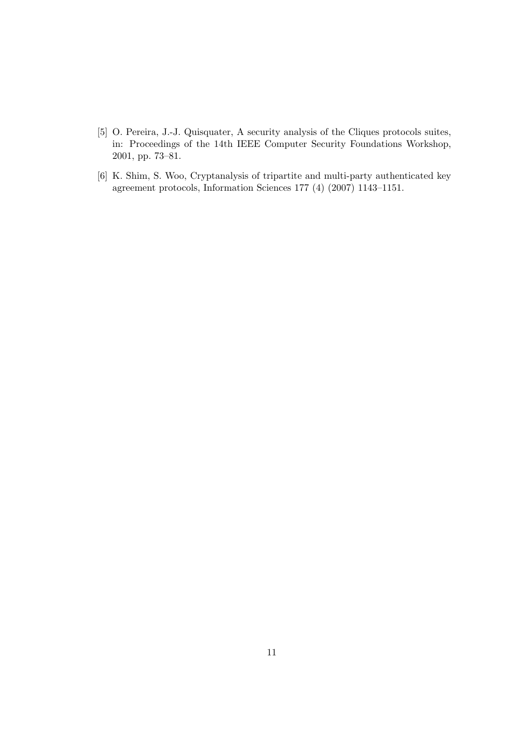[5] O. Pereira, J.-J. Quisquater, A security analysis of the Cliques protocols suites, in: Proceedings of the 14th IEEE Computer Security Foundations Workshop, 2001, pp. 73–81.

[6] K. Shim, S. Woo, Cryptanalysis of tripartite and multi-party authenticated key agreement protocols, Information Sciences 177 (4) (2007) 1143–1151.